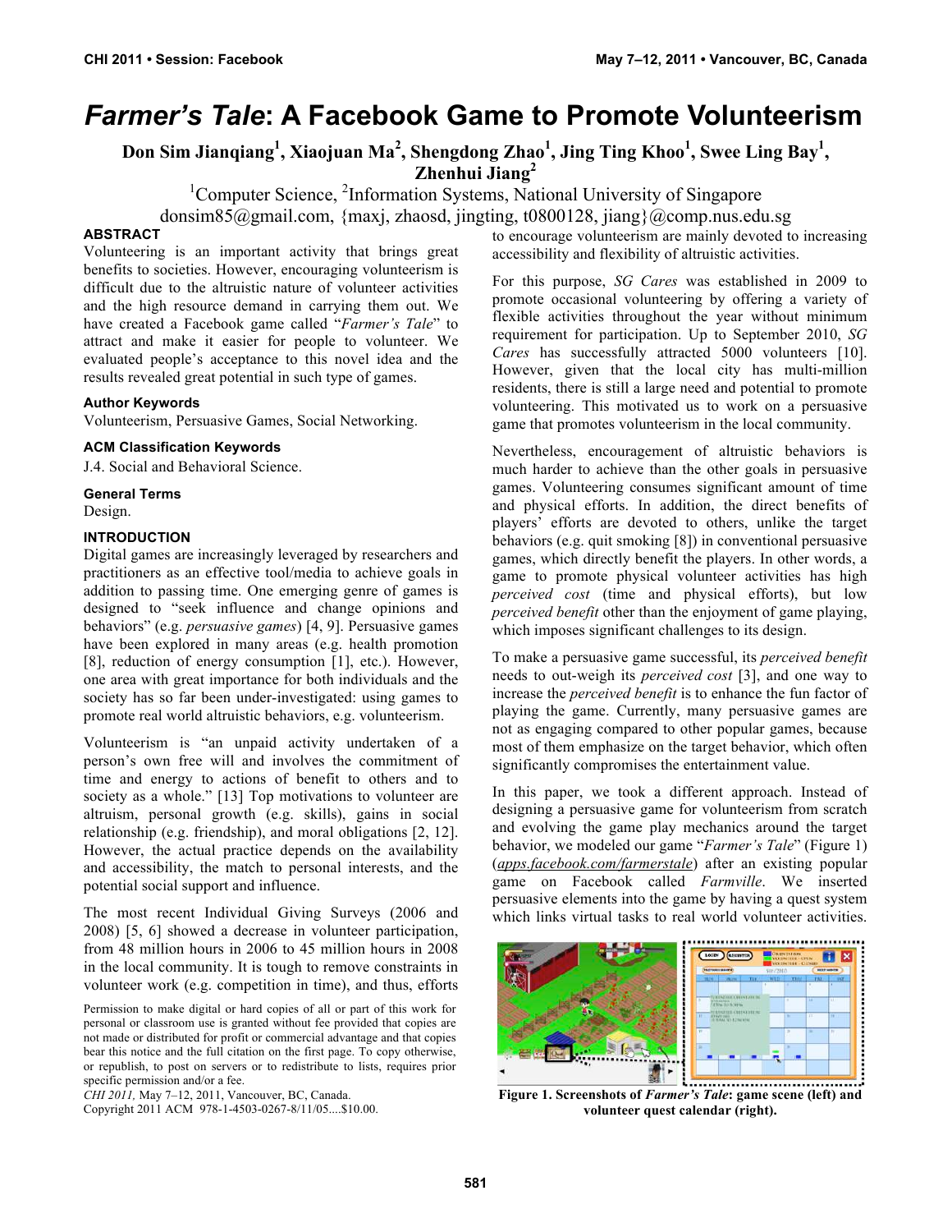# *Farmer's Tale*: A Facebook Game to Promote Volunteerism

**Don Sim Jianqiang[1], Xiaojuan Ma[2], Shengdong Zhao[1], Jing Ting Khoo[1], Swee Ling Bay[1], Zhenhui Jiang[2]**

[1]Computer Science, [2]Information Systems, National University of Singapore

donsim85@gmail.com, {maxj, zhaosd, jingting, t0800128, jiang}@comp.nus.edu.sg

## ABSTRACT

Volunteering is an important activity that brings great benefits to societies. However, encouraging volunteerism is difficult due to the altruistic nature of volunteer activities and the high resource demand in carrying them out. We have created a Facebook game called "*Farmer's Tale*" to attract and make it easier for people to volunteer. We evaluated people's acceptance to this novel idea and the results revealed great potential in such type of games.

### Author Keywords

Volunteerism, Persuasive Games, Social Networking.

### ACM Classification Keywords

J.4. Social and Behavioral Science.

### General Terms

Design.

## INTRODUCTION

Digital games are increasingly leveraged by researchers and practitioners as an effective tool/media to achieve goals in addition to passing time. One emerging genre of games is designed to "seek influence and change opinions and behaviors" (e.g. *persuasive games*) [4, 9]. Persuasive games have been explored in many areas (e.g. health promotion [8], reduction of energy consumption [1], etc.). However, one area with great importance for both individuals and the society has so far been under-investigated: using games to promote real world altruistic behaviors, e.g. volunteerism.

Volunteerism is "an unpaid activity undertaken of a person's own free will and involves the commitment of time and energy to actions of benefit to others and to society as a whole." [13] Top motivations to volunteer are altruism, personal growth (e.g. skills), gains in social relationship (e.g. friendship), and moral obligations [2, 12]. However, the actual practice depends on the availability and accessibility, the match to personal interests, and the potential social support and influence.

The most recent Individual Giving Surveys (2006 and 2008) [5, 6] showed a decrease in volunteer participation, from 48 million hours in 2006 to 45 million hours in 2008 in the local community. It is tough to remove constraints in volunteer work (e.g. competition in time), and thus, efforts to encourage volunteerism are mainly devoted to increasing accessibility and flexibility of altruistic activities.

For this purpose, *SG Cares* was established in 2009 to promote occasional volunteering by offering a variety of flexible activities throughout the year without minimum requirement for participation. Up to September 2010, *SG Cares* has successfully attracted 5000 volunteers [10]. However, given that the local city has multi-million residents, there is still a large need and potential to promote volunteering. This motivated us to work on a persuasive game that promotes volunteerism in the local community.

Nevertheless, encouragement of altruistic behaviors is much harder to achieve than the other goals in persuasive games. Volunteering consumes significant amount of time and physical efforts. In addition, the direct benefits of players' efforts are devoted to others, unlike the target behaviors (e.g. quit smoking [8]) in conventional persuasive games, which directly benefit the players. In other words, a game to promote physical volunteer activities has high *perceived cost* (time and physical efforts), but low *perceived benefit* other than the enjoyment of game playing, which imposes significant challenges to its design.

To make a persuasive game successful, its *perceived benefit* needs to out-weigh its *perceived cost* [3], and one way to increase the *perceived benefit* is to enhance the fun factor of playing the game. Currently, many persuasive games are not as engaging compared to other popular games, because most of them emphasize on the target behavior, which often significantly compromises the entertainment value.

In this paper, we took a different approach. Instead of designing a persuasive game for volunteering from scratch and evolving the game play mechanics around the target behavior, we modeled our game "*Farmer's Tale*" (Figure 1) (*apps.facebook.com/farmerstale*) after an existing popular game on Facebook called *Farmville*. We inserted persuasive elements into the game by having a quest system which links virtual tasks to real world volunteer activities.

**Figure 1. Screenshots of *Farmer's Tale*: game scene (left) and volunteer quest calendar (right).**

Permission to make digital or hard copies of all or part of this work for personal or classroom use is granted without fee provided that copies are not made or distributed for profit or commercial advantage and that copies bear this notice and the full citation on the first page. To copy otherwise, or republish, to post on servers or to redistribute to lists, requires prior specific permission and/or a fee.
*CHI 2011,* May 7–12, 2011, Vancouver, BC, Canada.
Copyright 2011 ACM 978-1-4503-0267-8/11/05....$10.00.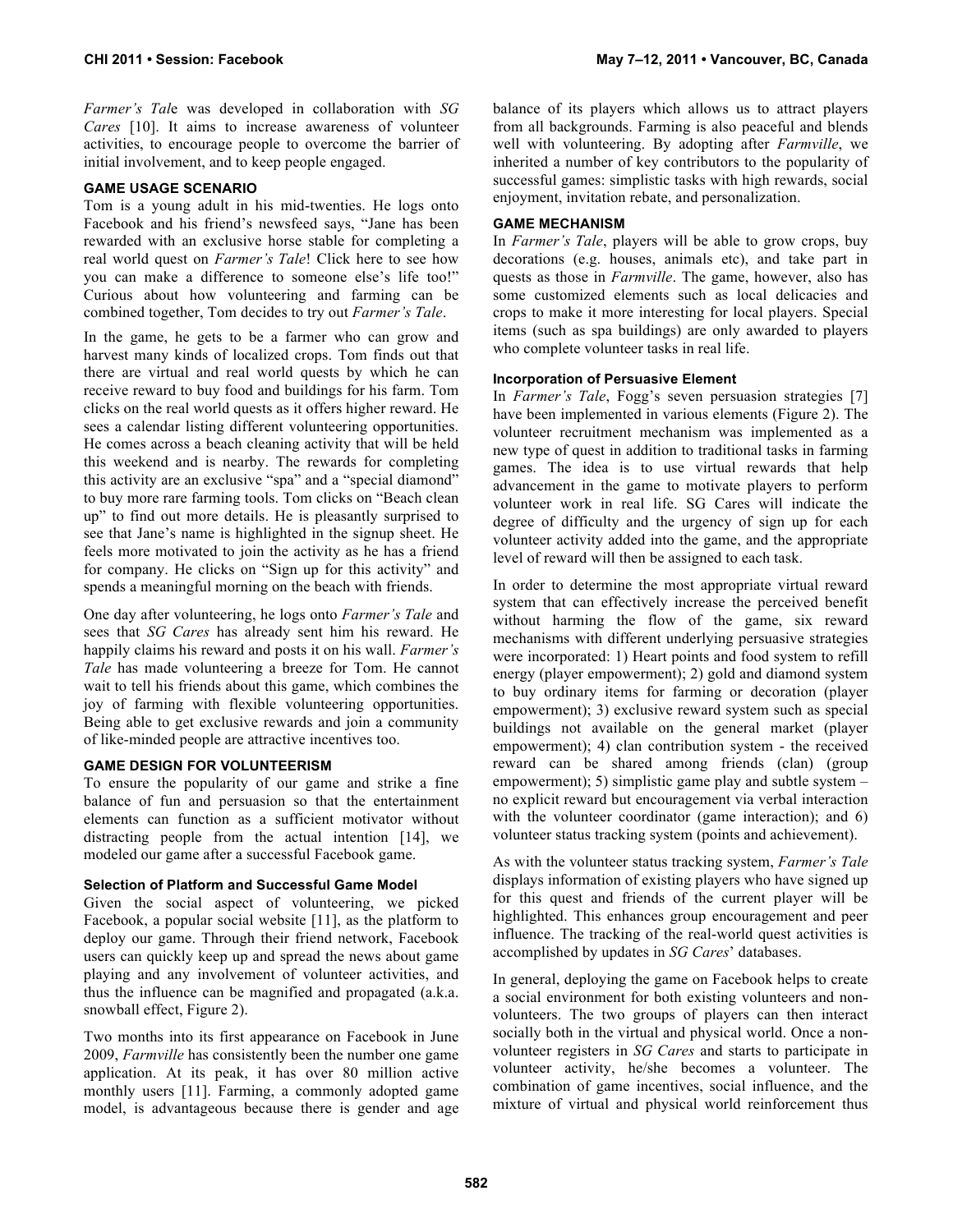*Farmer's Tale* was developed in collaboration with *SG Cares* [10]. It aims to increase awareness of volunteer activities, to encourage people to overcome the barrier of initial involvement, and to keep people engaged.

## GAME USAGE SCENARIO

Tom is a young adult in his mid-twenties. He logs onto Facebook and his friend's newsfeed says, "Jane has been rewarded with an exclusive horse stable for completing a real world quest on *Farmer's Tale*! Click here to see how you can make a difference to someone else's life too!" Curious about how volunteering and farming can be combined together, Tom decides to try out *Farmer's Tale*.

In the game, he gets to be a farmer who can grow and harvest many kinds of localized crops. Tom finds out that there are virtual and real world quests by which he can receive reward to buy food and buildings for his farm. Tom clicks on the real world quests as it offers higher reward. He sees a calendar listing different volunteering opportunities. He comes across a beach cleaning activity that will be held this weekend and is nearby. The rewards for completing this activity are an exclusive "spa" and a "special diamond" to buy more rare farming tools. Tom clicks on "Beach clean up" to find out more details. He is pleasantly surprised to see that Jane's name is highlighted in the signup sheet. He feels more motivated to join the activity as he has a friend for company. He clicks on "Sign up for this activity" and spends a meaningful morning on the beach with friends.

One day after volunteering, he logs onto *Farmer's Tale* and sees that *SG Cares* has already sent him his reward. He happily claims his reward and posts it on his wall. *Farmer's Tale* has made volunteering a breeze for Tom. He cannot wait to tell his friends about this game, which combines the joy of farming with flexible volunteering opportunities. Being able to get exclusive rewards and join a community of like-minded people are attractive incentives too.

## GAME DESIGN FOR VOLUNTEERISM

To ensure the popularity of our game and strike a fine balance of fun and persuasion so that the entertainment elements can function as a sufficient motivator without distracting people from the actual intention [14], we modeled our game after a successful Facebook game.

### Selection of Platform and Successful Game Model

Given the social aspect of volunteering, we picked Facebook, a popular social website [11], as the platform to deploy our game. Through their friend network, Facebook users can quickly keep up and spread the news about game playing and any involvement of volunteer activities, and thus the influence can be magnified and propagated (a.k.a. snowball effect, Figure 2).

Two months into its first appearance on Facebook in June 2009, *Farmville* has consistently been the number one game application. At its peak, it has over 80 million active monthly users [11]. Farming, a commonly adopted game model, is advantageous because there is gender and age balance of its players which allows us to attract players from all backgrounds. Farming is also peaceful and blends well with volunteering. By adopting after *Farmville*, we inherited a number of key contributors to the popularity of successful games: simplistic tasks with high rewards, social enjoyment, invitation rebate, and personalization.

## GAME MECHANISM

In *Farmer's Tale*, players will be able to grow crops, buy decorations (e.g. houses, animals etc), and take part in quests as those in *Farmville*. The game, however, also has some customized elements such as local delicacies and crops to make it more interesting for local players. Special items (such as spa buildings) are only awarded to players who complete volunteer tasks in real life.

### Incorporation of Persuasive Element

In *Farmer's Tale*, Fogg's seven persuasion strategies [7] have been implemented in various elements (Figure 2). The volunteer recruitment mechanism was implemented as a new type of quest in addition to traditional tasks in farming games. The idea is to use virtual rewards that help advancement in the game to motivate players to perform volunteer work in real life. SG Cares will indicate the degree of difficulty and the urgency of sign up for each volunteer activity added into the game, and the appropriate level of reward will then be assigned to each task.

In order to determine the most appropriate virtual reward system that can effectively increase the perceived benefit without harming the flow of the game, six reward mechanisms with different underlying persuasive strategies were incorporated: 1) Heart points and food system to refill energy (player empowerment); 2) gold and diamond system to buy ordinary items for farming or decoration (player empowerment); 3) exclusive reward system such as special buildings not available on the general market (player empowerment); 4) clan contribution system - the received reward can be shared among friends (clan) (group empowerment); 5) simplistic game play and subtle system – no explicit reward but encouragement via verbal interaction with the volunteer coordinator (game interaction); and 6) volunteer status tracking system (points and achievement).

As with the volunteer status tracking system, *Farmer's Tale* displays information of existing players who have signed up for this quest and friends of the current player will be highlighted. This enhances group encouragement and peer influence. The tracking of the real-world quest activities is accomplished by updates in *SG Cares*' databases.

In general, deploying the game on Facebook helps to create a social environment for both existing volunteers and non-volunteers. The two groups of players can then interact socially both in the virtual and physical world. Once a non-volunteer registers in *SG Cares* and starts to participate in volunteer activity, he/she becomes a volunteer. The combination of game incentives, social influence, and the mixture of virtual and physical world reinforcement thus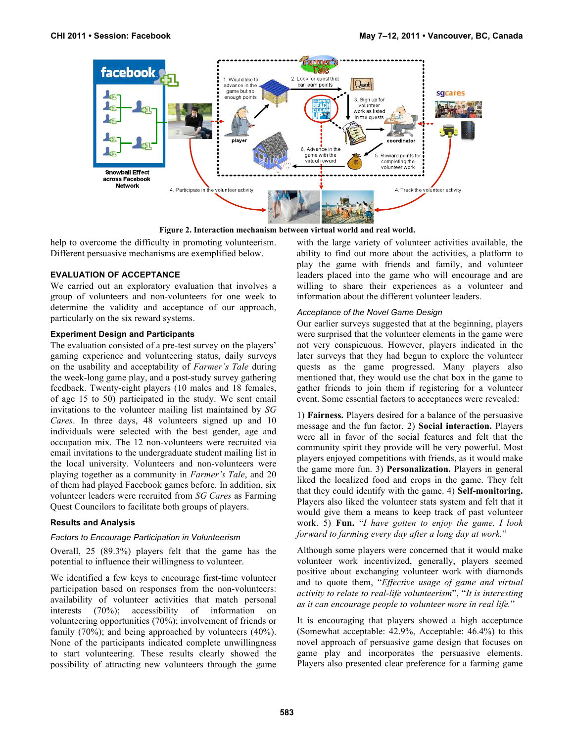**Figure 2. Interaction mechanism between virtual world and real world.**

help to overcome the difficulty in promoting volunteerism. Different persuasive mechanisms are exemplified below.

## EVALUATION OF ACCEPTANCE

We carried out an exploratory evaluation that involves a group of volunteers and non-volunteers for one week to determine the validity and acceptance of our approach, particularly on the six reward systems.

### Experiment Design and Participants

The evaluation consisted of a pre-test survey on the players' gaming experience and volunteering status, daily surveys on the usability and acceptability of *Farmer's Tale* during the week-long game play, and a post-study survey gathering feedback. Twenty-eight players (10 males and 18 females, of age 15 to 50) participated in the study. We sent email invitations to the volunteer mailing list maintained by *SG Cares*. In three days, 48 volunteers signed up and 10 individuals were selected with the best gender, age and occupation mix. The 12 non-volunteers were recruited via email invitations to the undergraduate student mailing list in the local university. Volunteers and non-volunteers were playing together as a community in *Farmer's Tale*, and 20 of them had played Facebook games before. In addition, six volunteer leaders were recruited from *SG Cares* as Farming Quest Councilors to facilitate both groups of players.

### Results and Analysis

*Factors to Encourage Participation in Volunteerism*

Overall, 25 (89.3%) players felt that the game has the potential to influence their willingness to volunteer.

We identified a few keys to encourage first-time volunteer participation based on responses from the non-volunteers: availability of volunteer activities that match personal interests (70%); accessibility of information on volunteering opportunities (70%); involvement of friends or family (70%); and being approached by volunteers (40%). None of the participants indicated complete unwillingness to start volunteering. These results clearly showed the possibility of attracting new volunteers through the game with the large variety of volunteer activities available, the ability to find out more about the activities, a platform to play the game with friends and family, and volunteer leaders placed into the game who will encourage and are willing to share their experiences as a volunteer and information about the different volunteer leaders.

*Acceptance of the Novel Game Design*

Our earlier surveys suggested that at the beginning, players were surprised that the volunteer elements in the game were not very conspicuous. However, players indicated in the later surveys that they had begun to explore the volunteer quests as the game progressed. Many players also mentioned that, they would use the chat box in the game to gather friends to join them if registering for a volunteer event. Some essential factors to acceptances were revealed:

1) **Fairness.** Players desired for a balance of the persuasive message and the fun factor. 2) **Social interaction.** Players were all in favor of the social features and felt that the community spirit they provide will be very powerful. Most players enjoyed competitions with friends, as it would make the game more fun. 3) **Personalization.** Players in general liked the localized food and crops in the game. They felt that they could identify with the game. 4) **Self-monitoring.** Players also liked the volunteer stats system and felt that it would give them a means to keep track of past volunteer work. 5) **Fun.** "*I have gotten to enjoy the game. I look forward to farming every day after a long day at work.*"

Although some players were concerned that it would make volunteer work incentivized, generally, players seemed positive about exchanging volunteer work with diamonds and to quote them, "*Effective usage of game and virtual activity to relate to real-life volunteerism*", "*It is interesting as it can encourage people to volunteer more in real life.*"

It is encouraging that players showed a high acceptance (Somewhat acceptable: 42.9%, Acceptable: 46.4%) to this novel approach of persuasive game design that focuses on game play and incorporates the persuasive elements. Players also presented clear preference for a farming game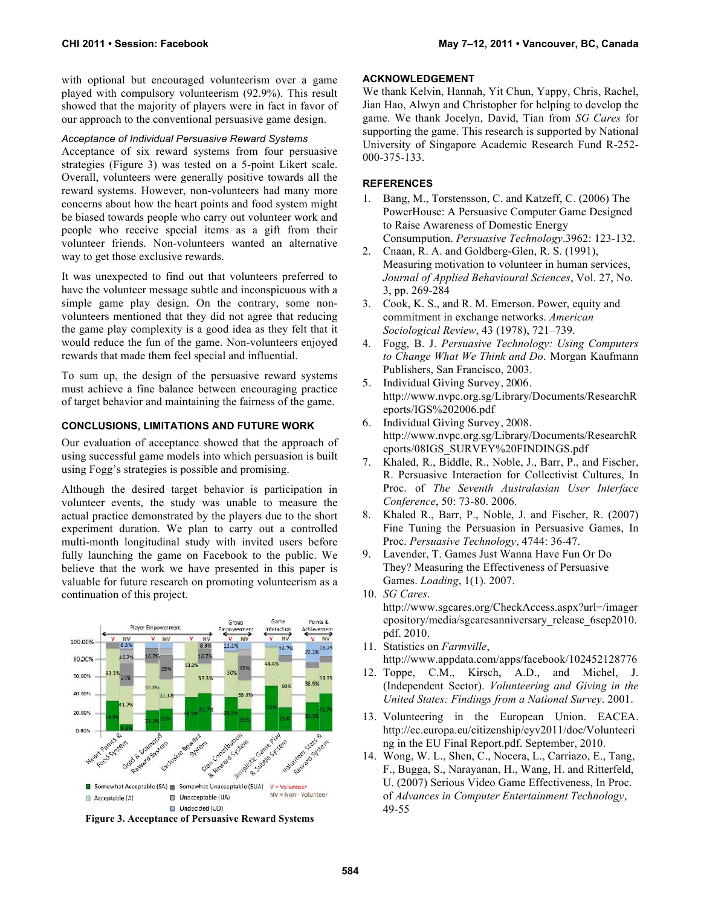with optional but encouraged volunteerism over a game played with compulsory volunteerism (92.9%). This result showed that the majority of players were in fact in favor of our approach to the conventional persuasive game design.

*Acceptance of Individual Persuasive Reward Systems*

Acceptance of six reward systems from four persuasive strategies (Figure 3) was tested on a 5-point Likert scale. Overall, volunteers were generally positive towards all the reward systems. However, non-volunteers had many more concerns about how the heart points and food system might be biased towards people who carry out volunteer work and people who receive special items as a gift from their volunteer friends. Non-volunteers wanted an alternative way to get those exclusive rewards.

It was unexpected to find out that volunteers preferred to have the volunteer message subtle and inconspicuous with a simple game play design. On the contrary, some non-volunteers mentioned that they did not agree that reducing the game play complexity is a good idea as they felt that it would reduce the fun of the game. Non-volunteers enjoyed rewards that made them feel special and influential.

To sum up, the design of the persuasive reward systems must achieve a fine balance between encouraging practice of target behavior and maintaining the fairness of the game.

## CONCLUSIONS, LIMITATIONS AND FUTURE WORK

Our evaluation of acceptance showed that the approach of using successful game models into which persuasion is built using Fogg's strategies is possible and promising.

Although the desired target behavior is participation in volunteer events, the study was unable to measure the actual practice demonstrated by the players due to the short experiment duration. We plan to carry out a controlled multi-month longitudinal study with invited users before fully launching the game on Facebook to the public. We believe that the work we have presented in this paper is valuable for future research on promoting volunteerism as a continuation of this project.

Player Empowerment
Group Empowerment
Game Interaction
Points & Achievement

V NV V NV V NV V NV V NV V NV

100.00%
80.00%
60.00%
40.00%
20.00%
0.00%

8.3% 16.7% 61.1% 25% 41.7% 33.3% 8.3% 16.7% 25% 55.6% 33.3% 22.2% 25% 63.1% 8.3% 16.7% 33.3% 38.9% 41.7% 11.1% 50% 25% 33.3% 36.9% 25% 16.7% 44.4% 50% 50% 25% 22.2% 16.7% 38.9% 33.3% 33.3% 41.7%

Heart Points & Food System
Gold & Diamond Reward System
Exclusive Reward System
Clan Contribution & Reward System
Simplistic Game Play & Subtle System
Volunteer Stats & Reward System

Somewhat Acceptable (SA)
Somewhat Unacceptable (SUA)
Acceptable (A)
Unacceptable (UA)
Undecided (UD)
V = Volunteer
NV = Non - Volunteer

**Figure 3. Acceptance of Persuasive Reward Systems**

## ACKNOWLEDGEMENT

We thank Kelvin, Hannah, Yit Chun, Yappy, Chris, Rachel, Jian Hao, Alwyn and Christopher for helping to develop the game. We thank Jocelyn, David, Tian from *SG Cares* for supporting the game. This research is supported by National University of Singapore Academic Research Fund R-252-000-375-133.

## REFERENCES

1. Bang, M., Torstensson, C. and Katzeff, C. (2006) The PowerHouse: A Persuasive Computer Game Designed to Raise Awareness of Domestic Energy Consumption. *Persuasive Technology*.3962: 123-132.
2. Cnaan, R. A. and Goldberg-Glen, R. S. (1991), Measuring motivation to volunteer in human services, *Journal of Applied Behavioural Sciences*, Vol. 27, No. 3, pp. 269-284
3. Cook, K. S., and R. M. Emerson. Power, equity and commitment in exchange networks. *American Sociological Review*, 43 (1978), 721–739.
4. Fogg, B. J. *Persuasive Technology: Using Computers to Change What We Think and Do*. Morgan Kaufmann Publishers, San Francisco, 2003.
5. Individual Giving Survey, 2006. http://www.nvpc.org.sg/Library/Documents/ResearchReports/IGS%202006.pdf
6. Individual Giving Survey, 2008. http://www.nvpc.org.sg/Library/Documents/ResearchReports/08IGS_SURVEY%20FINDINGS.pdf
7. Khaled, R., Biddle, R., Noble, J., Barr, P., and Fischer, R. Persuasive Interaction for Collectivist Cultures, In Proc. of *The Seventh Australasian User Interface Conference*, 50: 73-80. 2006.
8. Khaled R., Barr, P., Noble, J. and Fischer, R. (2007) Fine Tuning the Persuasion in Persuasive Games, In Proc. *Persuasive Technology*, 4744: 36-47.
9. Lavender, T. Games Just Wanna Have Fun Or Do They? Measuring the Effectiveness of Persuasive Games. *Loading*, 1(1). 2007.
10. *SG Cares*. http://www.sgcares.org/CheckAccess.aspx?url=/imagerepository/media/sgcaresanniversary_release_6sep2010.pdf. 2010.
11. Statistics on *Farmville*, http://www.appdata.com/apps/facebook/102452128776
12. Toppe, C.M., Kirsch, A.D., and Michel, J. (Independent Sector). *Volunteering and Giving in the United States: Findings from a National Survey*. 2001.
13. Volunteering in the European Union. EACEA. http://ec.europa.eu/citizenship/eyv2011/doc/Volunteering in the EU Final Report.pdf. September, 2010.
14. Wong, W. L., Shen, C., Nocera, L., Carriazo, E., Tang, F., Bugga, S., Narayanan, H., Wang, H. and Ritterfeld, U. (2007) Serious Video Game Effectiveness, In Proc. of *Advances in Computer Entertainment Technology*, 49-55